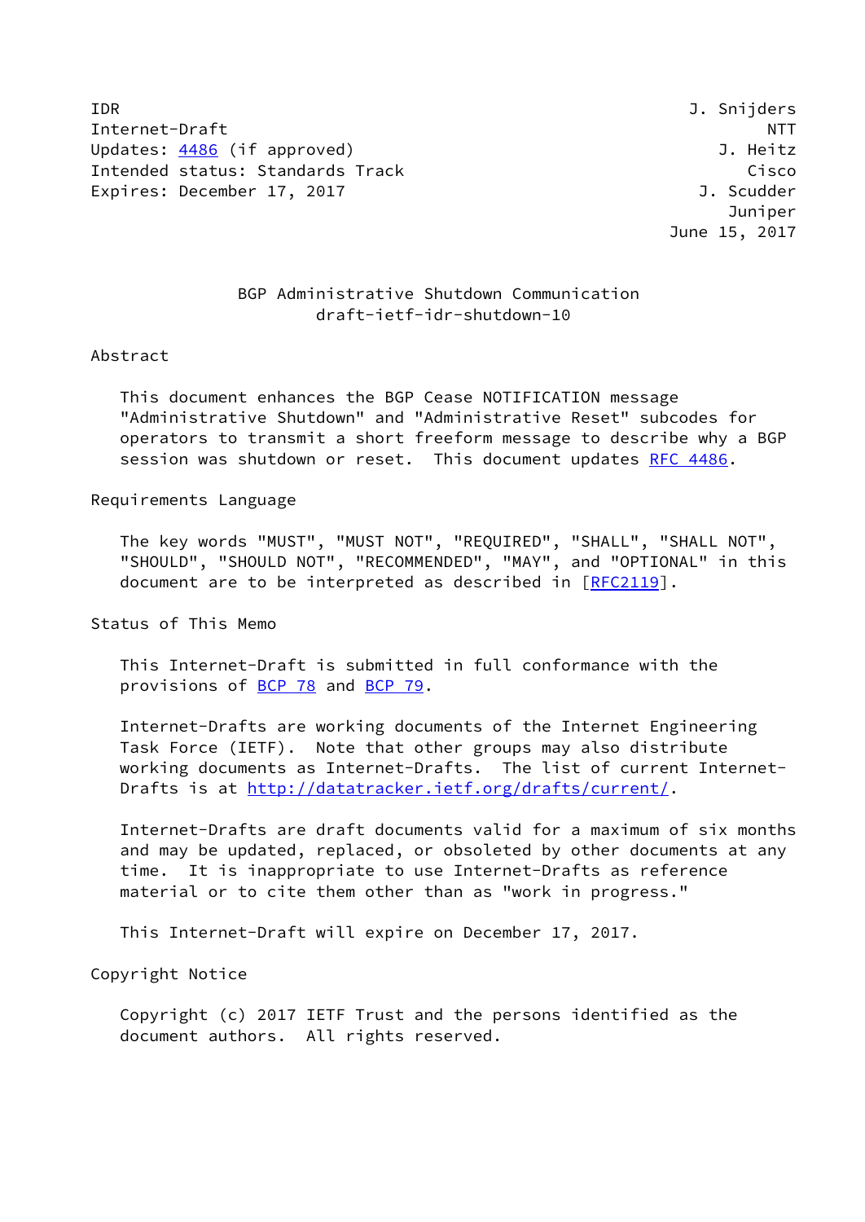IDR J. Snijders
Internet-Draft NTT
Updates: 4486 (if approved) J. Heitz
Intended status: Standards Track Cisco
Expires: December 17, 2017 J. Scudder
Juniper
June 15, 2017

# BGP Administrative Shutdown Communication
## draft-ietf-idr-shutdown-10

## Abstract

This document enhances the BGP Cease NOTIFICATION message "Administrative Shutdown" and "Administrative Reset" subcodes for operators to transmit a short freeform message to describe why a BGP session was shutdown or reset. This document updates RFC 4486.

## Requirements Language

The key words "MUST", "MUST NOT", "REQUIRED", "SHALL", "SHALL NOT", "SHOULD", "SHOULD NOT", "RECOMMENDED", "MAY", and "OPTIONAL" in this document are to be interpreted as described in [RFC2119].

## Status of This Memo

This Internet-Draft is submitted in full conformance with the provisions of BCP 78 and BCP 79.

Internet-Drafts are working documents of the Internet Engineering Task Force (IETF). Note that other groups may also distribute working documents as Internet-Drafts. The list of current Internet-Drafts is at http://datatracker.ietf.org/drafts/current/.

Internet-Drafts are draft documents valid for a maximum of six months and may be updated, replaced, or obsoleted by other documents at any time. It is inappropriate to use Internet-Drafts as reference material or to cite them other than as "work in progress."

This Internet-Draft will expire on December 17, 2017.

## Copyright Notice

Copyright (c) 2017 IETF Trust and the persons identified as the document authors. All rights reserved.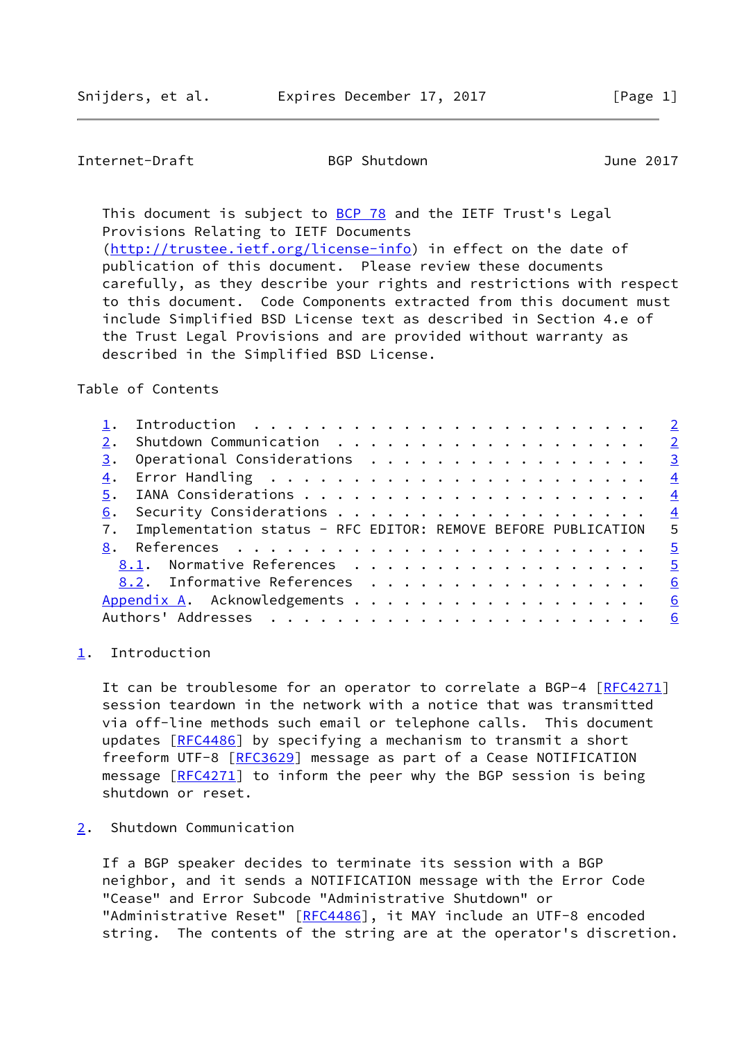This document is subject to BCP 78 and the IETF Trust's Legal Provisions Relating to IETF Documents (http://trustee.ietf.org/license-info) in effect on the date of publication of this document. Please review these documents carefully, as they describe your rights and restrictions with respect to this document. Code Components extracted from this document must include Simplified BSD License text as described in Section 4.e of the Trust Legal Provisions and are provided without warranty as described in the Simplified BSD License.

Table of Contents

```
1.  Introduction . . . . . . . . . . . . . . . . . . . . . . .   2
2.  Shutdown Communication . . . . . . . . . . . . . . . . . . .   2
3.  Operational Considerations . . . . . . . . . . . . . . . . .   3
4.  Error Handling . . . . . . . . . . . . . . . . . . . . . . .   4
5.  IANA Considerations . . . . . . . . . . . . . . . . . . . .   4
6.  Security Considerations . . . . . . . . . . . . . . . . . .   4
7.  Implementation status - RFC EDITOR: REMOVE BEFORE PUBLICATION   5
8.  References . . . . . . . . . . . . . . . . . . . . . . . . .   5
  8.1.  Normative References . . . . . . . . . . . . . . . . . .   5
  8.2.  Informative References . . . . . . . . . . . . . . . . .   6
Appendix A.  Acknowledgements . . . . . . . . . . . . . . . . .   6
Authors' Addresses . . . . . . . . . . . . . . . . . . . . . . .   6
```

## 1. Introduction

It can be troublesome for an operator to correlate a BGP-4 [RFC4271] session teardown in the network with a notice that was transmitted via off-line methods such email or telephone calls. This document updates [RFC4486] by specifying a mechanism to transmit a short freeform UTF-8 [RFC3629] message as part of a Cease NOTIFICATION message [RFC4271] to inform the peer why the BGP session is being shutdown or reset.

## 2. Shutdown Communication

If a BGP speaker decides to terminate its session with a BGP neighbor, and it sends a NOTIFICATION message with the Error Code "Cease" and Error Subcode "Administrative Shutdown" or "Administrative Reset" [RFC4486], it MAY include an UTF-8 encoded string. The contents of the string are at the operator's discretion.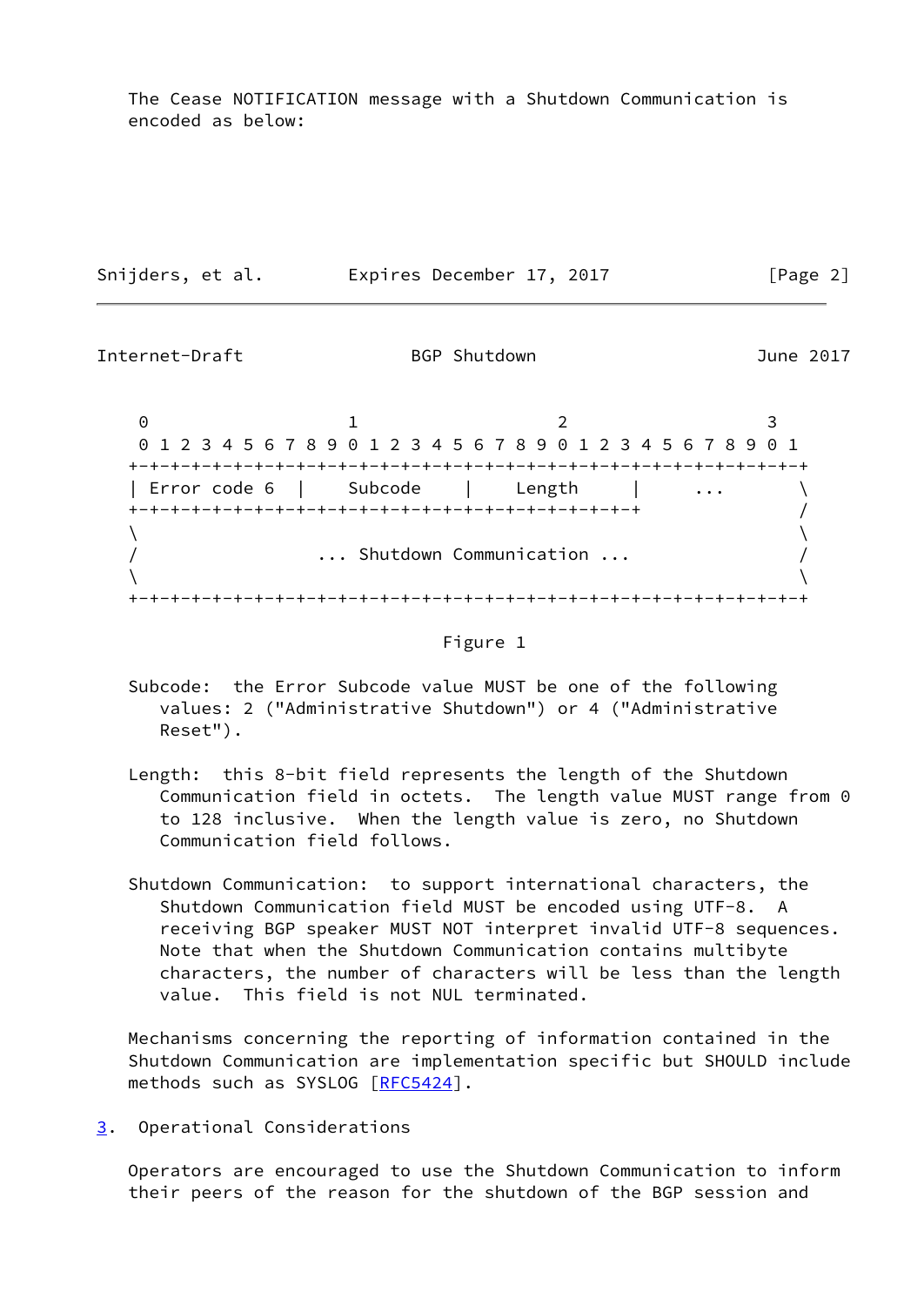The Cease NOTIFICATION message with a Shutdown Communication is encoded as below:

```
 0                   1                   2                   3
 0 1 2 3 4 5 6 7 8 9 0 1 2 3 4 5 6 7 8 9 0 1 2 3 4 5 6 7 8 9 0 1
+-+-+-+-+-+-+-+-+-+-+-+-+-+-+-+-+-+-+-+-+-+-+-+-+-+-+-+-+-+-+-+-+
| Error code 6  |    Subcode    |    Length     |     ...       \
+-+-+-+-+-+-+-+-+-+-+-+-+-+-+-+-+-+-+-+-+-+-+-+-+               /
\                                                               \
/                 ... Shutdown Communication ...                /
\                                                               \
+-+-+-+-+-+-+-+-+-+-+-+-+-+-+-+-+-+-+-+-+-+-+-+-+-+-+-+-+-+-+-+-+
```

Figure 1

Subcode: the Error Subcode value MUST be one of the following values: 2 ("Administrative Shutdown") or 4 ("Administrative Reset").

Length: this 8-bit field represents the length of the Shutdown Communication field in octets. The length value MUST range from 0 to 128 inclusive. When the length value is zero, no Shutdown Communication field follows.

Shutdown Communication: to support international characters, the Shutdown Communication field MUST be encoded using UTF-8. A receiving BGP speaker MUST NOT interpret invalid UTF-8 sequences. Note that when the Shutdown Communication contains multibyte characters, the number of characters will be less than the length value. This field is not NUL terminated.

Mechanisms concerning the reporting of information contained in the Shutdown Communication are implementation specific but SHOULD include methods such as SYSLOG [RFC5424].

## 3. Operational Considerations

Operators are encouraged to use the Shutdown Communication to inform their peers of the reason for the shutdown of the BGP session and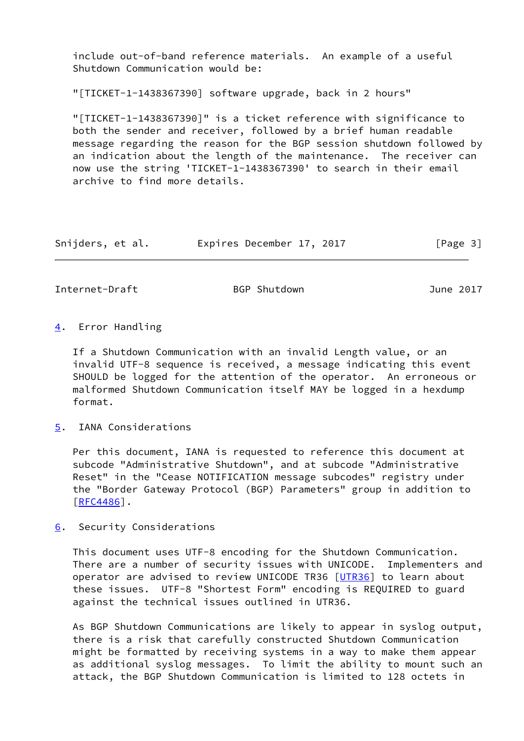include out-of-band reference materials. An example of a useful Shutdown Communication would be:

"[TICKET-1-1438367390] software upgrade, back in 2 hours"

"[TICKET-1-1438367390]" is a ticket reference with significance to both the sender and receiver, followed by a brief human readable message regarding the reason for the BGP session shutdown followed by an indication about the length of the maintenance. The receiver can now use the string 'TICKET-1-1438367390' to search in their email archive to find more details.

## 4. Error Handling

If a Shutdown Communication with an invalid Length value, or an invalid UTF-8 sequence is received, a message indicating this event SHOULD be logged for the attention of the operator. An erroneous or malformed Shutdown Communication itself MAY be logged in a hexdump format.

## 5. IANA Considerations

Per this document, IANA is requested to reference this document at subcode "Administrative Shutdown", and at subcode "Administrative Reset" in the "Cease NOTIFICATION message subcodes" registry under the "Border Gateway Protocol (BGP) Parameters" group in addition to [RFC4486].

## 6. Security Considerations

This document uses UTF-8 encoding for the Shutdown Communication. There are a number of security issues with UNICODE. Implementers and operator are advised to review UNICODE TR36 [UTR36] to learn about these issues. UTF-8 "Shortest Form" encoding is REQUIRED to guard against the technical issues outlined in UTR36.

As BGP Shutdown Communications are likely to appear in syslog output, there is a risk that carefully constructed Shutdown Communication might be formatted by receiving systems in a way to make them appear as additional syslog messages. To limit the ability to mount such an attack, the BGP Shutdown Communication is limited to 128 octets in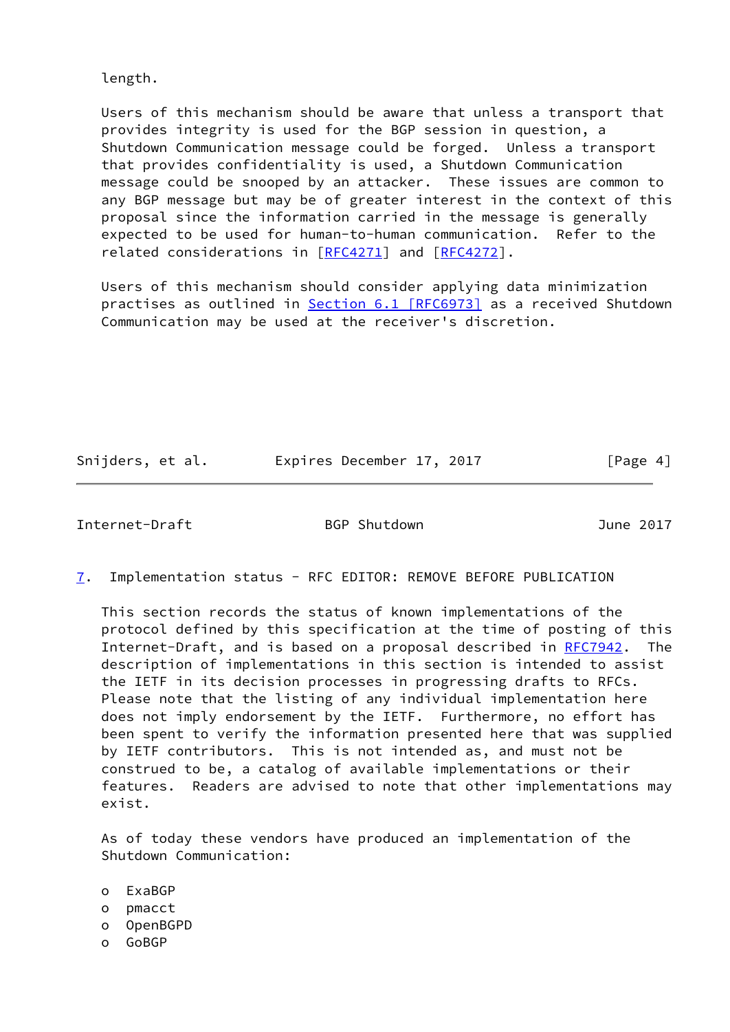length.

Users of this mechanism should be aware that unless a transport that provides integrity is used for the BGP session in question, a Shutdown Communication message could be forged. Unless a transport that provides confidentiality is used, a Shutdown Communication message could be snooped by an attacker. These issues are common to any BGP message but may be of greater interest in the context of this proposal since the information carried in the message is generally expected to be used for human-to-human communication. Refer to the related considerations in [RFC4271] and [RFC4272].

Users of this mechanism should consider applying data minimization practises as outlined in Section 6.1 [RFC6973] as a received Shutdown Communication may be used at the receiver's discretion.

## 7. Implementation status - RFC EDITOR: REMOVE BEFORE PUBLICATION

This section records the status of known implementations of the protocol defined by this specification at the time of posting of this Internet-Draft, and is based on a proposal described in RFC7942. The description of implementations in this section is intended to assist the IETF in its decision processes in progressing drafts to RFCs. Please note that the listing of any individual implementation here does not imply endorsement by the IETF. Furthermore, no effort has been spent to verify the information presented here that was supplied by IETF contributors. This is not intended as, and must not be construed to be, a catalog of available implementations or their features. Readers are advised to note that other implementations may exist.

As of today these vendors have produced an implementation of the Shutdown Communication:

- ExaBGP
- pmacct
- OpenBGPD
- GoBGP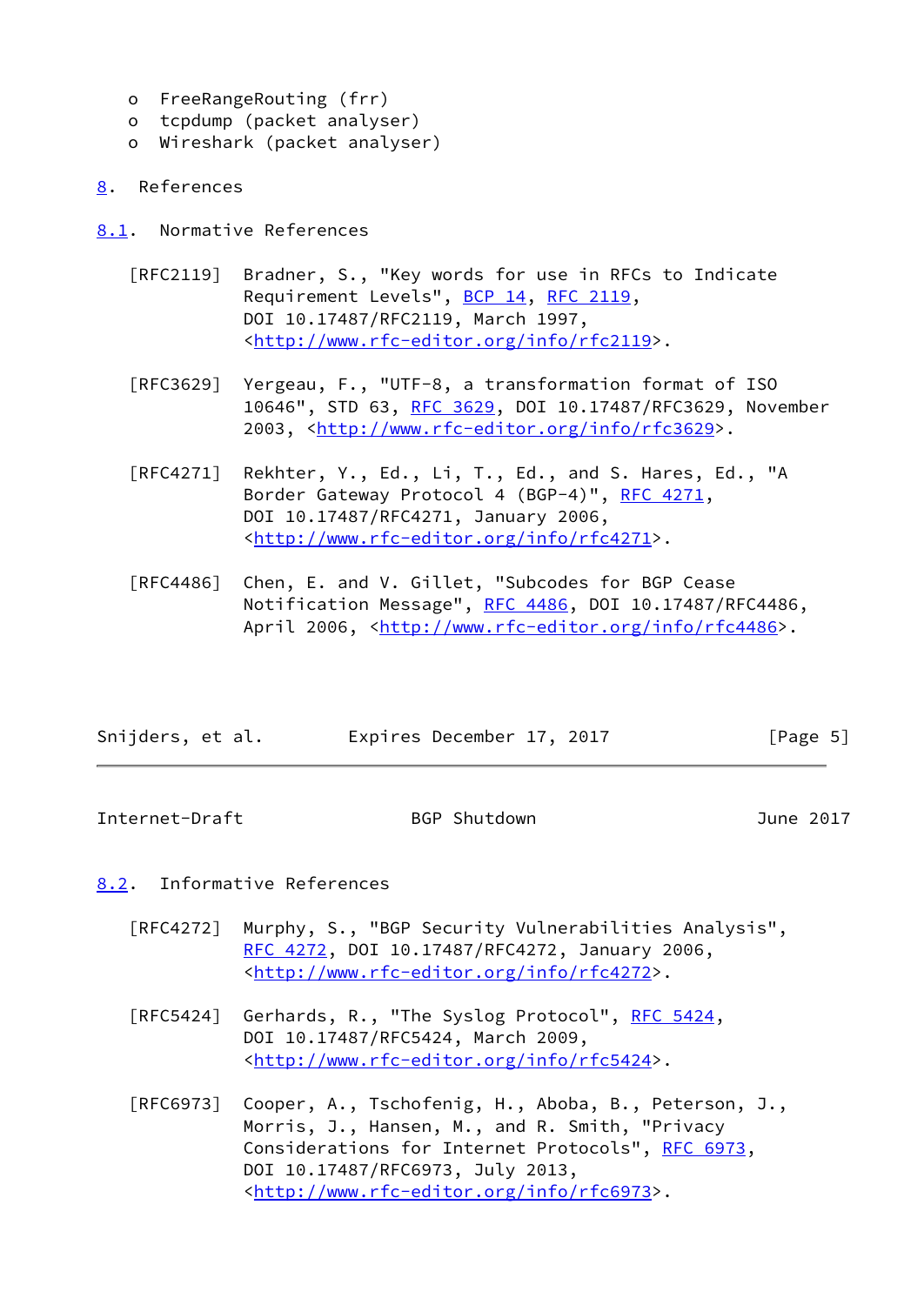- FreeRangeRouting (frr)
- tcpdump (packet analyser)
- Wireshark (packet analyser)

## 8. References

### 8.1. Normative References

[RFC2119] Bradner, S., "Key words for use in RFCs to Indicate Requirement Levels", BCP 14, RFC 2119, DOI 10.17487/RFC2119, March 1997, <http://www.rfc-editor.org/info/rfc2119>.

[RFC3629] Yergeau, F., "UTF-8, a transformation format of ISO 10646", STD 63, RFC 3629, DOI 10.17487/RFC3629, November 2003, <http://www.rfc-editor.org/info/rfc3629>.

[RFC4271] Rekhter, Y., Ed., Li, T., Ed., and S. Hares, Ed., "A Border Gateway Protocol 4 (BGP-4)", RFC 4271, DOI 10.17487/RFC4271, January 2006, <http://www.rfc-editor.org/info/rfc4271>.

[RFC4486] Chen, E. and V. Gillet, "Subcodes for BGP Cease Notification Message", RFC 4486, DOI 10.17487/RFC4486, April 2006, <http://www.rfc-editor.org/info/rfc4486>.

### 8.2. Informative References

[RFC4272] Murphy, S., "BGP Security Vulnerabilities Analysis", RFC 4272, DOI 10.17487/RFC4272, January 2006, <http://www.rfc-editor.org/info/rfc4272>.

[RFC5424] Gerhards, R., "The Syslog Protocol", RFC 5424, DOI 10.17487/RFC5424, March 2009, <http://www.rfc-editor.org/info/rfc5424>.

[RFC6973] Cooper, A., Tschofenig, H., Aboba, B., Peterson, J., Morris, J., Hansen, M., and R. Smith, "Privacy Considerations for Internet Protocols", RFC 6973, DOI 10.17487/RFC6973, July 2013, <http://www.rfc-editor.org/info/rfc6973>.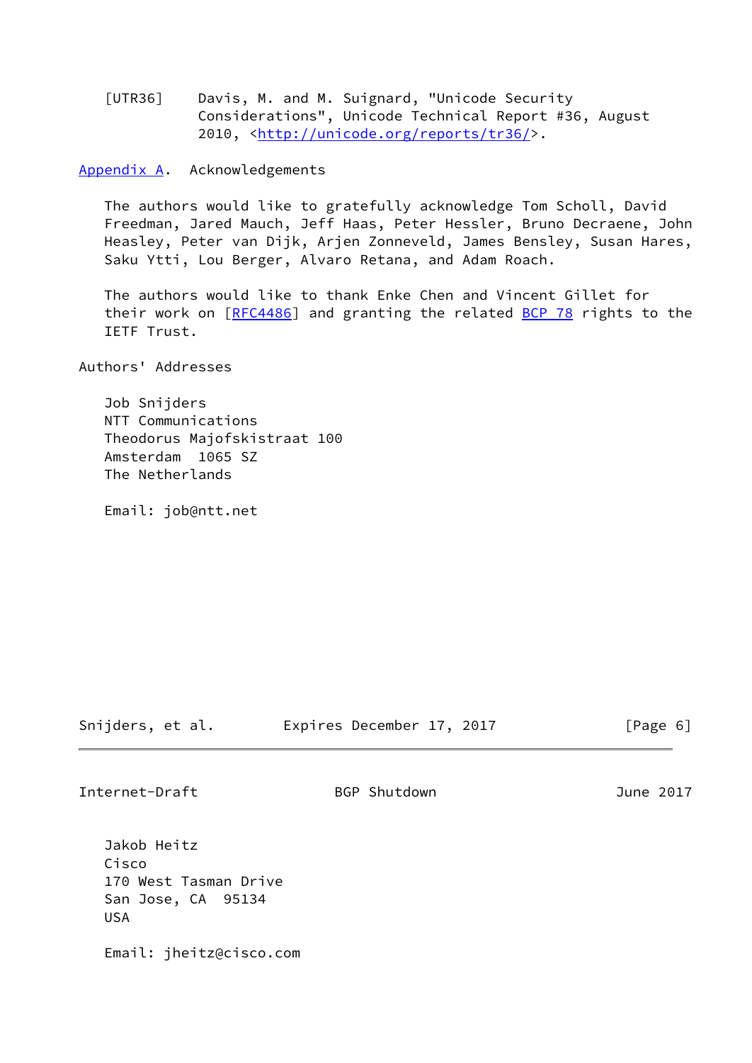[UTR36] Davis, M. and M. Suignard, "Unicode Security Considerations", Unicode Technical Report #36, August 2010, <http://unicode.org/reports/tr36/>.

## Appendix A. Acknowledgements

The authors would like to gratefully acknowledge Tom Scholl, David Freedman, Jared Mauch, Jeff Haas, Peter Hessler, Bruno Decraene, John Heasley, Peter van Dijk, Arjen Zonneveld, James Bensley, Susan Hares, Saku Ytti, Lou Berger, Alvaro Retana, and Adam Roach.

The authors would like to thank Enke Chen and Vincent Gillet for their work on [RFC4486] and granting the related BCP 78 rights to the IETF Trust.

## Authors' Addresses

Job Snijders
NTT Communications
Theodorus Majofskistraat 100
Amsterdam 1065 SZ
The Netherlands

Email: job@ntt.net

Jakob Heitz
Cisco
170 West Tasman Drive
San Jose, CA 95134
USA

Email: jheitz@cisco.com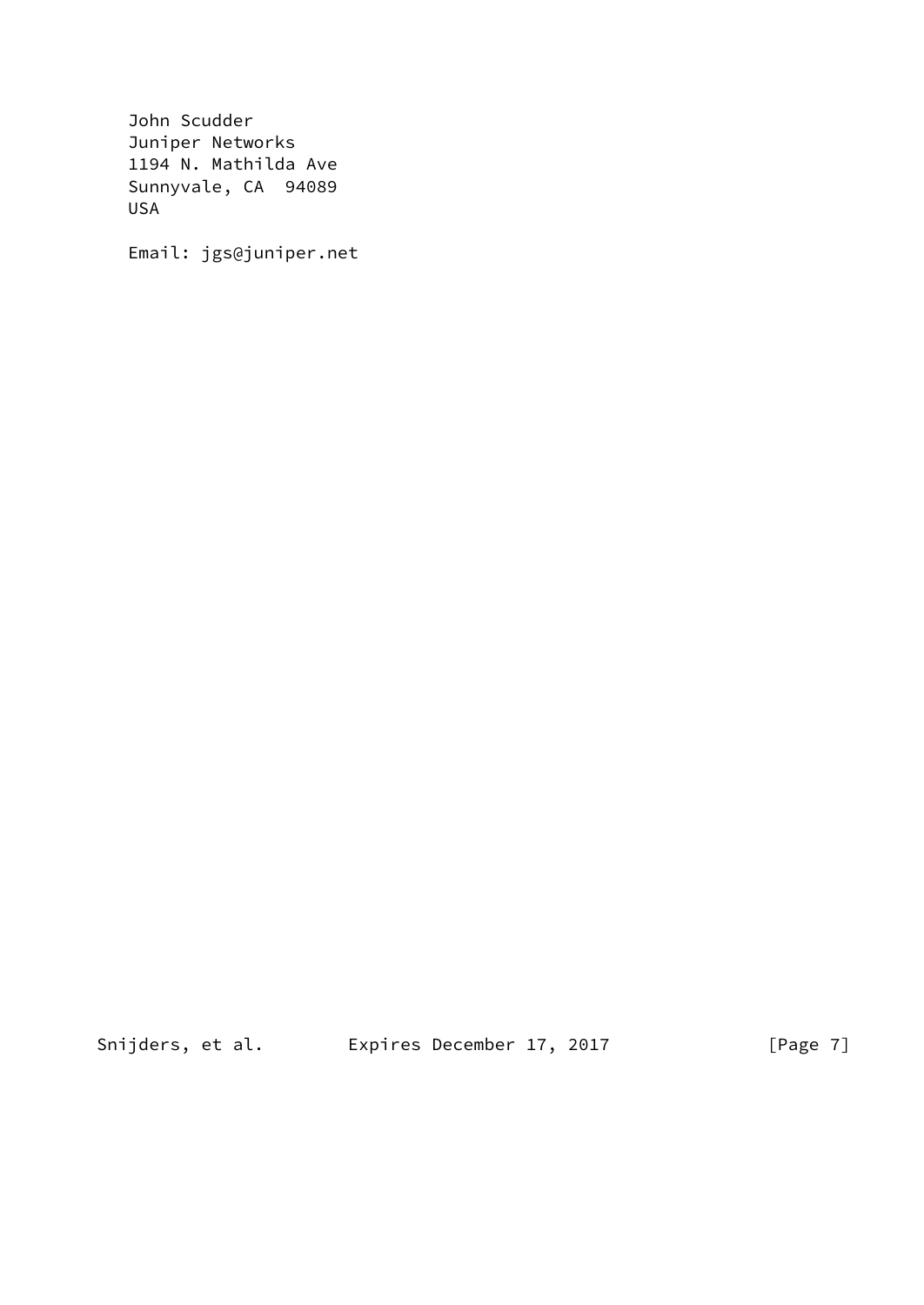John Scudder
Juniper Networks
1194 N. Mathilda Ave
Sunnyvale, CA  94089
USA

Email: jgs@juniper.net